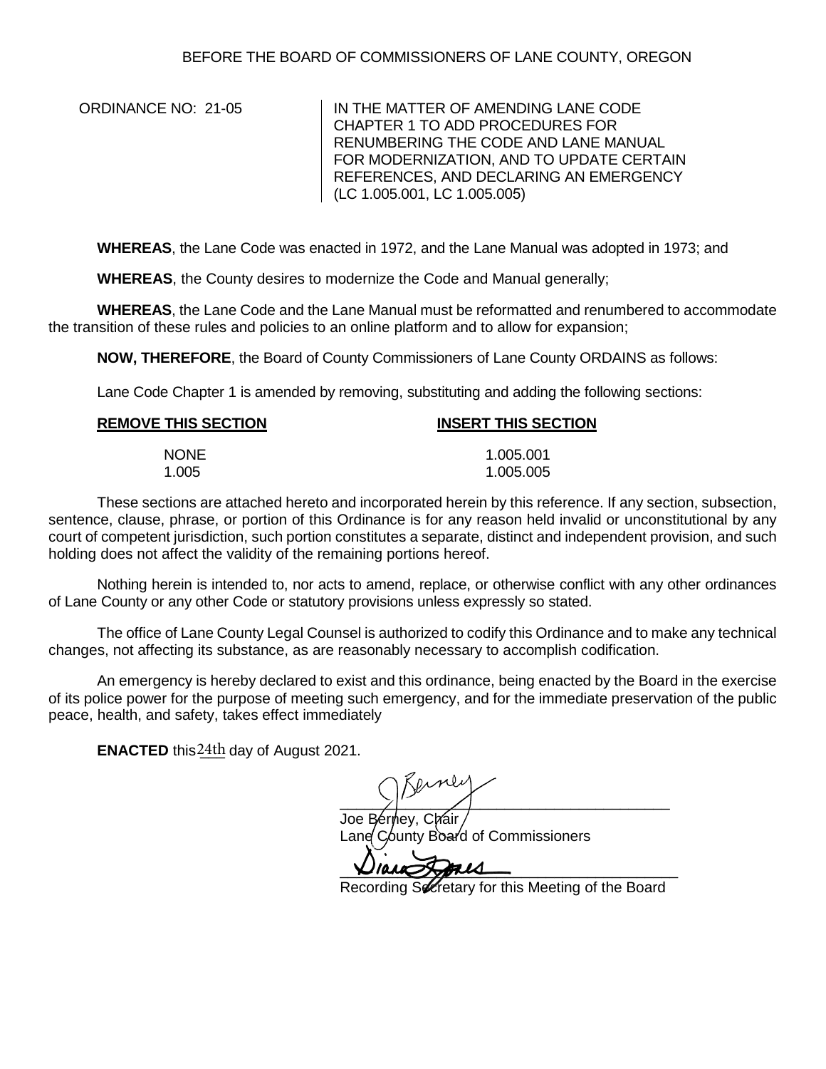BEFORE THE BOARD OF COMMISSIONERS OF LANE COUNTY, OREGON

ORDINANCE NO: 21-05

IN THE MATTER OF AMENDING LANE CODE CHAPTER 1 TO ADD PROCEDURES FOR RENUMBERING THE CODE AND LANE MANUAL FOR MODERNIZATION, AND TO UPDATE CERTAIN REFERENCES, AND DECLARING AN EMERGENCY (LC 1.005.001, LC 1.005.005)

**WHEREAS**, the Lane Code was enacted in 1972, and the Lane Manual was adopted in 1973; and

**WHEREAS**, the County desires to modernize the Code and Manual generally;

**WHEREAS**, the Lane Code and the Lane Manual must be reformatted and renumbered to accommodate the transition of these rules and policies to an online platform and to allow for expansion;

**NOW, THEREFORE**, the Board of County Commissioners of Lane County ORDAINS as follows:

Lane Code Chapter 1 is amended by removing, substituting and adding the following sections:

| **REMOVE THIS SECTION** | **INSERT THIS SECTION** |
| --- | --- |
| NONE | 1.005.001 |
| 1.005 | 1.005.005 |

These sections are attached hereto and incorporated herein by this reference. If any section, subsection, sentence, clause, phrase, or portion of this Ordinance is for any reason held invalid or unconstitutional by any court of competent jurisdiction, such portion constitutes a separate, distinct and independent provision, and such holding does not affect the validity of the remaining portions hereof.

Nothing herein is intended to, nor acts to amend, replace, or otherwise conflict with any other ordinances of Lane County or any other Code or statutory provisions unless expressly so stated.

The office of Lane County Legal Counsel is authorized to codify this Ordinance and to make any technical changes, not affecting its substance, as are reasonably necessary to accomplish codification.

An emergency is hereby declared to exist and this ordinance, being enacted by the Board in the exercise of its police power for the purpose of meeting such emergency, and for the immediate preservation of the public peace, health, and safety, takes effect immediately

**ENACTED** this 24th day of August 2021.

Joe Berney, Chair
Lane County Board of Commissioners

Recording Secretary for this Meeting of the Board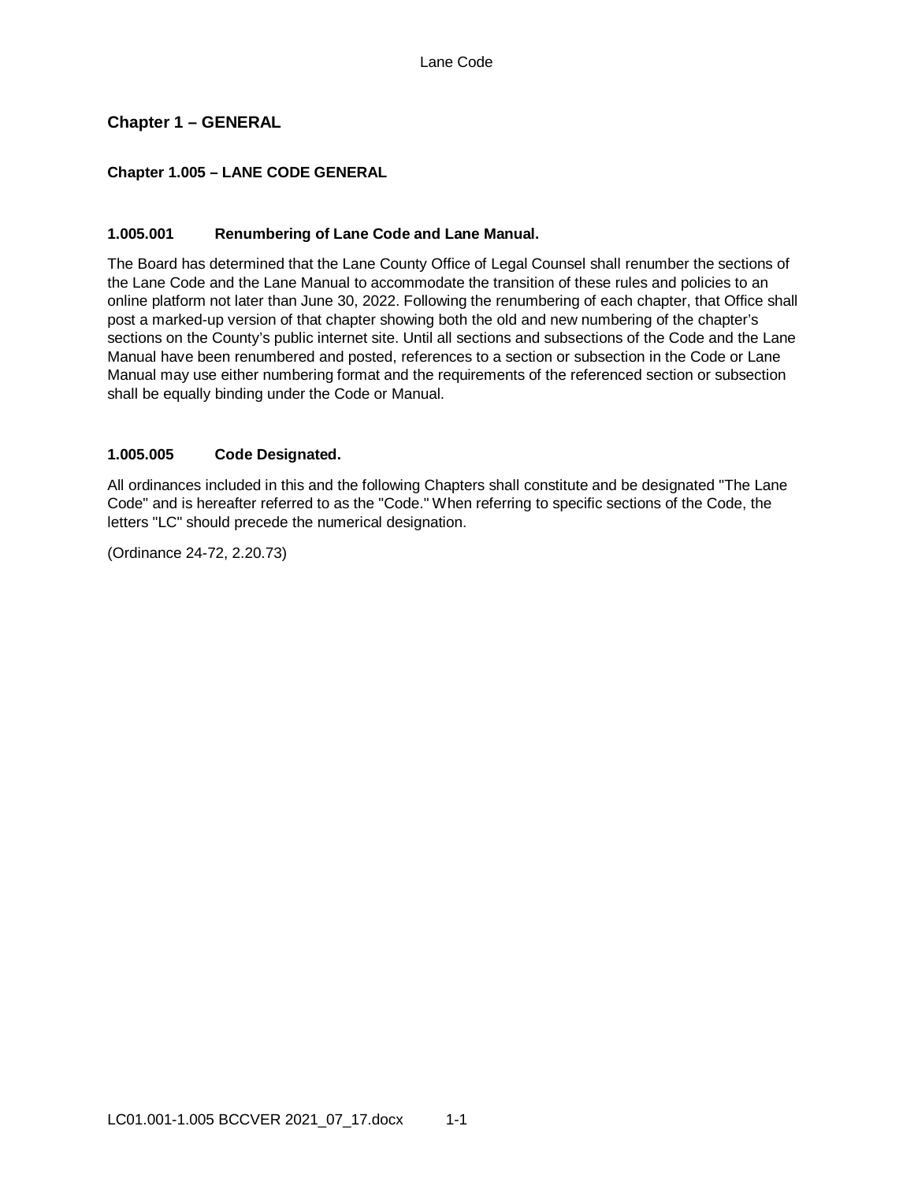## Chapter 1 – GENERAL

### Chapter 1.005 – LANE CODE GENERAL

#### 1.005.001 Renumbering of Lane Code and Lane Manual.

The Board has determined that the Lane County Office of Legal Counsel shall renumber the sections of the Lane Code and the Lane Manual to accommodate the transition of these rules and policies to an online platform not later than June 30, 2022. Following the renumbering of each chapter, that Office shall post a marked-up version of that chapter showing both the old and new numbering of the chapter's sections on the County's public internet site. Until all sections and subsections of the Code and the Lane Manual have been renumbered and posted, references to a section or subsection in the Code or Lane Manual may use either numbering format and the requirements of the referenced section or subsection shall be equally binding under the Code or Manual.

#### 1.005.005 Code Designated.

All ordinances included in this and the following Chapters shall constitute and be designated "The Lane Code" and is hereafter referred to as the "Code." When referring to specific sections of the Code, the letters "LC" should precede the numerical designation.

(Ordinance 24-72, 2.20.73)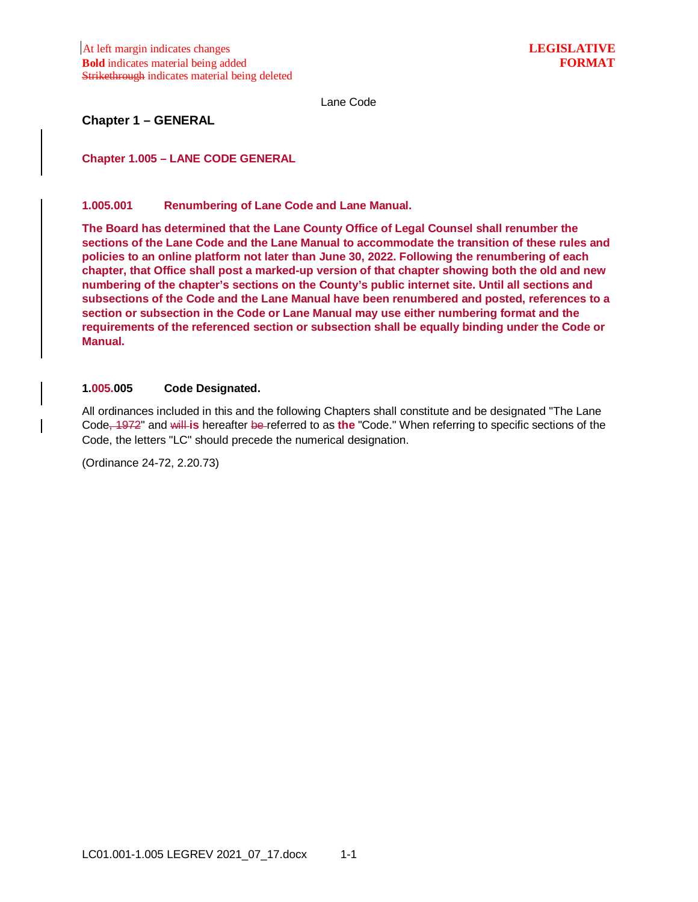At left margin indicates changes
**Bold** indicates material being added
~~Strikethrough~~ indicates material being deleted

**LEGISLATIVE FORMAT**

Lane Code

## Chapter 1 – GENERAL

### Chapter 1.005 – LANE CODE GENERAL

**1.005.001 Renumbering of Lane Code and Lane Manual.**

**The Board has determined that the Lane County Office of Legal Counsel shall renumber the sections of the Lane Code and the Lane Manual to accommodate the transition of these rules and policies to an online platform not later than June 30, 2022. Following the renumbering of each chapter, that Office shall post a marked-up version of that chapter showing both the old and new numbering of the chapter's sections on the County's public internet site. Until all sections and subsections of the Code and the Lane Manual have been renumbered and posted, references to a section or subsection in the Code or Lane Manual may use either numbering format and the requirements of the referenced section or subsection shall be equally binding under the Code or Manual.**

**1.005.005 Code Designated.**

All ordinances included in this and the following Chapters shall constitute and be designated "The Lane Code~~, 1972~~" and ~~will~~ **is** hereafter ~~be~~ referred to as **the** "Code." When referring to specific sections of the Code, the letters "LC" should precede the numerical designation.

(Ordinance 24-72, 2.20.73)